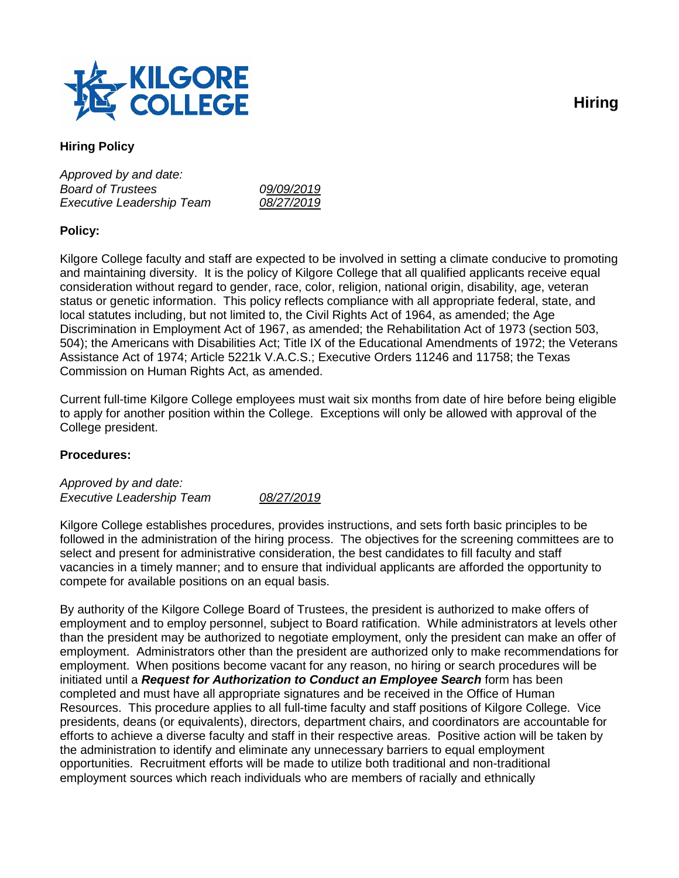# Hiring

## Hiring Policy

*Approved by and date:*
*Board of Trustees* *09/09/2019*
*Executive Leadership Team* *08/27/2019*

### Policy:

Kilgore College faculty and staff are expected to be involved in setting a climate conducive to promoting and maintaining diversity. It is the policy of Kilgore College that all qualified applicants receive equal consideration without regard to gender, race, color, religion, national origin, disability, age, veteran status or genetic information. This policy reflects compliance with all appropriate federal, state, and local statutes including, but not limited to, the Civil Rights Act of 1964, as amended; the Age Discrimination in Employment Act of 1967, as amended; the Rehabilitation Act of 1973 (section 503, 504); the Americans with Disabilities Act; Title IX of the Educational Amendments of 1972; the Veterans Assistance Act of 1974; Article 5221k V.A.C.S.; Executive Orders 11246 and 11758; the Texas Commission on Human Rights Act, as amended.

Current full-time Kilgore College employees must wait six months from date of hire before being eligible to apply for another position within the College. Exceptions will only be allowed with approval of the College president.

### Procedures:

*Approved by and date:*
*Executive Leadership Team* *08/27/2019*

Kilgore College establishes procedures, provides instructions, and sets forth basic principles to be followed in the administration of the hiring process. The objectives for the screening committees are to select and present for administrative consideration, the best candidates to fill faculty and staff vacancies in a timely manner; and to ensure that individual applicants are afforded the opportunity to compete for available positions on an equal basis.

By authority of the Kilgore College Board of Trustees, the president is authorized to make offers of employment and to employ personnel, subject to Board ratification. While administrators at levels other than the president may be authorized to negotiate employment, only the president can make an offer of employment. Administrators other than the president are authorized only to make recommendations for employment. When positions become vacant for any reason, no hiring or search procedures will be initiated until a ***Request for Authorization to Conduct an Employee Search*** form has been completed and must have all appropriate signatures and be received in the Office of Human Resources. This procedure applies to all full-time faculty and staff positions of Kilgore College. Vice presidents, deans (or equivalents), directors, department chairs, and coordinators are accountable for efforts to achieve a diverse faculty and staff in their respective areas. Positive action will be taken by the administration to identify and eliminate any unnecessary barriers to equal employment opportunities. Recruitment efforts will be made to utilize both traditional and non-traditional employment sources which reach individuals who are members of racially and ethnically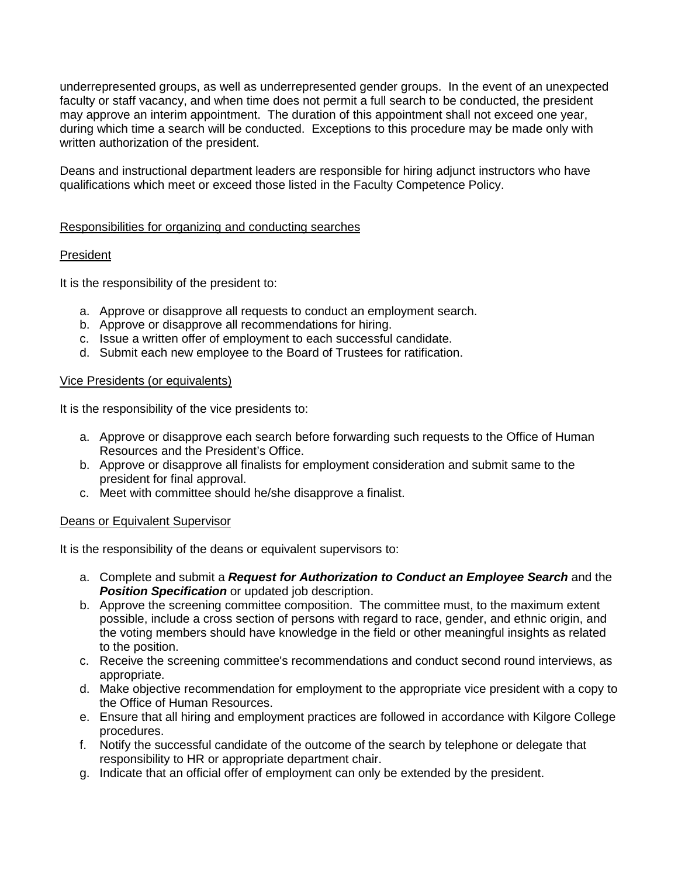underrepresented groups, as well as underrepresented gender groups. In the event of an unexpected faculty or staff vacancy, and when time does not permit a full search to be conducted, the president may approve an interim appointment. The duration of this appointment shall not exceed one year, during which time a search will be conducted. Exceptions to this procedure may be made only with written authorization of the president.

Deans and instructional department leaders are responsible for hiring adjunct instructors who have qualifications which meet or exceed those listed in the Faculty Competence Policy.

<u>Responsibilities for organizing and conducting searches</u>

<u>President</u>

It is the responsibility of the president to:

a. Approve or disapprove all requests to conduct an employment search.
b. Approve or disapprove all recommendations for hiring.
c. Issue a written offer of employment to each successful candidate.
d. Submit each new employee to the Board of Trustees for ratification.

<u>Vice Presidents (or equivalents)</u>

It is the responsibility of the vice presidents to:

a. Approve or disapprove each search before forwarding such requests to the Office of Human Resources and the President's Office.
b. Approve or disapprove all finalists for employment consideration and submit same to the president for final approval.
c. Meet with committee should he/she disapprove a finalist.

<u>Deans or Equivalent Supervisor</u>

It is the responsibility of the deans or equivalent supervisors to:

a. Complete and submit a ***Request for Authorization to Conduct an Employee Search*** and the ***Position Specification*** or updated job description.
b. Approve the screening committee composition. The committee must, to the maximum extent possible, include a cross section of persons with regard to race, gender, and ethnic origin, and the voting members should have knowledge in the field or other meaningful insights as related to the position.
c. Receive the screening committee's recommendations and conduct second round interviews, as appropriate.
d. Make objective recommendation for employment to the appropriate vice president with a copy to the Office of Human Resources.
e. Ensure that all hiring and employment practices are followed in accordance with Kilgore College procedures.
f. Notify the successful candidate of the outcome of the search by telephone or delegate that responsibility to HR or appropriate department chair.
g. Indicate that an official offer of employment can only be extended by the president.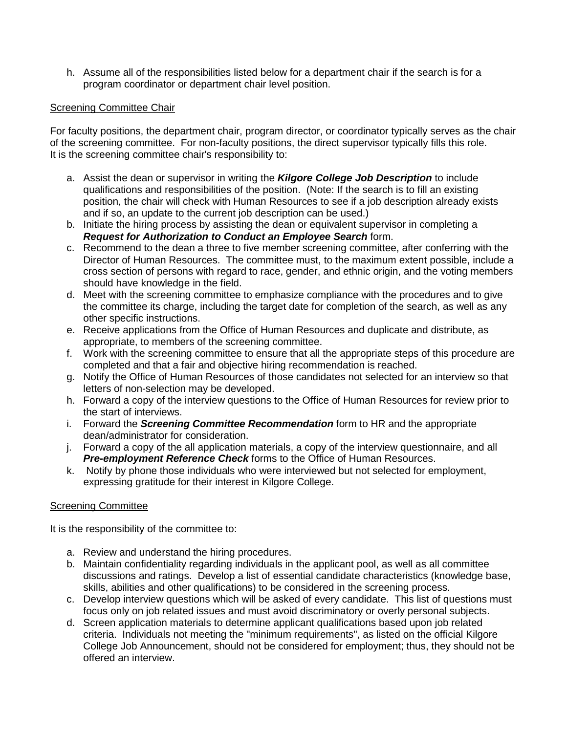h. Assume all of the responsibilities listed below for a department chair if the search is for a program coordinator or department chair level position.

<u>Screening Committee Chair</u>

For faculty positions, the department chair, program director, or coordinator typically serves as the chair of the screening committee. For non-faculty positions, the direct supervisor typically fills this role. It is the screening committee chair's responsibility to:

a. Assist the dean or supervisor in writing the ***Kilgore College Job Description*** to include qualifications and responsibilities of the position. (Note: If the search is to fill an existing position, the chair will check with Human Resources to see if a job description already exists and if so, an update to the current job description can be used.)
b. Initiate the hiring process by assisting the dean or equivalent supervisor in completing a ***Request for Authorization to Conduct an Employee Search*** form.
c. Recommend to the dean a three to five member screening committee, after conferring with the Director of Human Resources. The committee must, to the maximum extent possible, include a cross section of persons with regard to race, gender, and ethnic origin, and the voting members should have knowledge in the field.
d. Meet with the screening committee to emphasize compliance with the procedures and to give the committee its charge, including the target date for completion of the search, as well as any other specific instructions.
e. Receive applications from the Office of Human Resources and duplicate and distribute, as appropriate, to members of the screening committee.
f. Work with the screening committee to ensure that all the appropriate steps of this procedure are completed and that a fair and objective hiring recommendation is reached.
g. Notify the Office of Human Resources of those candidates not selected for an interview so that letters of non-selection may be developed.
h. Forward a copy of the interview questions to the Office of Human Resources for review prior to the start of interviews.
i. Forward the ***Screening Committee Recommendation*** form to HR and the appropriate dean/administrator for consideration.
j. Forward a copy of the all application materials, a copy of the interview questionnaire, and all ***Pre-employment Reference Check*** forms to the Office of Human Resources.
k. Notify by phone those individuals who were interviewed but not selected for employment, expressing gratitude for their interest in Kilgore College.

<u>Screening Committee</u>

It is the responsibility of the committee to:

a. Review and understand the hiring procedures.
b. Maintain confidentiality regarding individuals in the applicant pool, as well as all committee discussions and ratings. Develop a list of essential candidate characteristics (knowledge base, skills, abilities and other qualifications) to be considered in the screening process.
c. Develop interview questions which will be asked of every candidate. This list of questions must focus only on job related issues and must avoid discriminatory or overly personal subjects.
d. Screen application materials to determine applicant qualifications based upon job related criteria. Individuals not meeting the "minimum requirements", as listed on the official Kilgore College Job Announcement, should not be considered for employment; thus, they should not be offered an interview.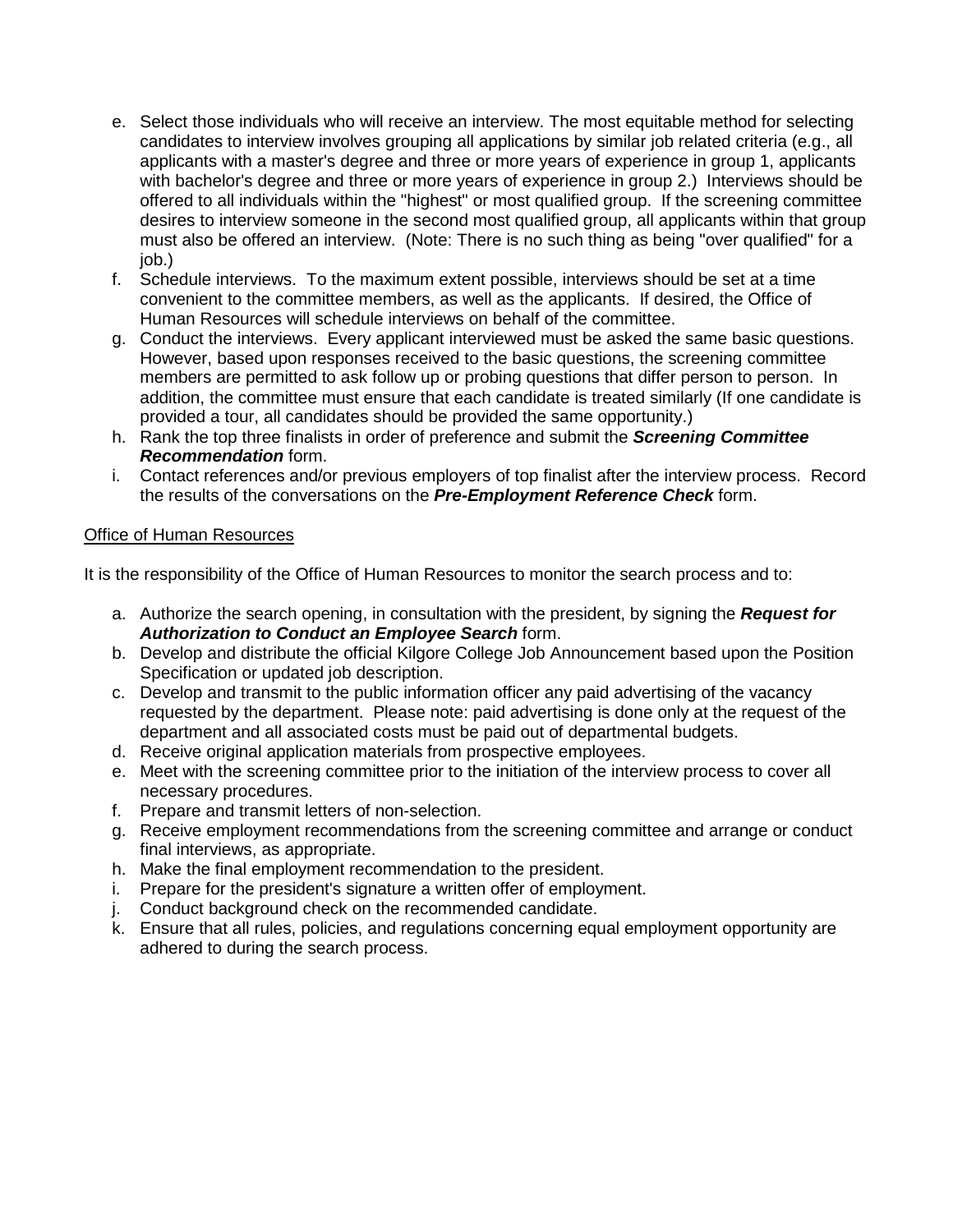e. Select those individuals who will receive an interview. The most equitable method for selecting candidates to interview involves grouping all applications by similar job related criteria (e.g., all applicants with a master's degree and three or more years of experience in group 1, applicants with bachelor's degree and three or more years of experience in group 2.) Interviews should be offered to all individuals within the "highest" or most qualified group. If the screening committee desires to interview someone in the second most qualified group, all applicants within that group must also be offered an interview. (Note: There is no such thing as being "over qualified" for a job.)
f. Schedule interviews. To the maximum extent possible, interviews should be set at a time convenient to the committee members, as well as the applicants. If desired, the Office of Human Resources will schedule interviews on behalf of the committee.
g. Conduct the interviews. Every applicant interviewed must be asked the same basic questions. However, based upon responses received to the basic questions, the screening committee members are permitted to ask follow up or probing questions that differ person to person. In addition, the committee must ensure that each candidate is treated similarly (If one candidate is provided a tour, all candidates should be provided the same opportunity.)
h. Rank the top three finalists in order of preference and submit the ***Screening Committee Recommendation*** form.
i. Contact references and/or previous employers of top finalist after the interview process. Record the results of the conversations on the ***Pre-Employment Reference Check*** form.

<u>Office of Human Resources</u>

It is the responsibility of the Office of Human Resources to monitor the search process and to:

a. Authorize the search opening, in consultation with the president, by signing the ***Request for Authorization to Conduct an Employee Search*** form.
b. Develop and distribute the official Kilgore College Job Announcement based upon the Position Specification or updated job description.
c. Develop and transmit to the public information officer any paid advertising of the vacancy requested by the department. Please note: paid advertising is done only at the request of the department and all associated costs must be paid out of departmental budgets.
d. Receive original application materials from prospective employees.
e. Meet with the screening committee prior to the initiation of the interview process to cover all necessary procedures.
f. Prepare and transmit letters of non-selection.
g. Receive employment recommendations from the screening committee and arrange or conduct final interviews, as appropriate.
h. Make the final employment recommendation to the president.
i. Prepare for the president's signature a written offer of employment.
j. Conduct background check on the recommended candidate.
k. Ensure that all rules, policies, and regulations concerning equal employment opportunity are adhered to during the search process.